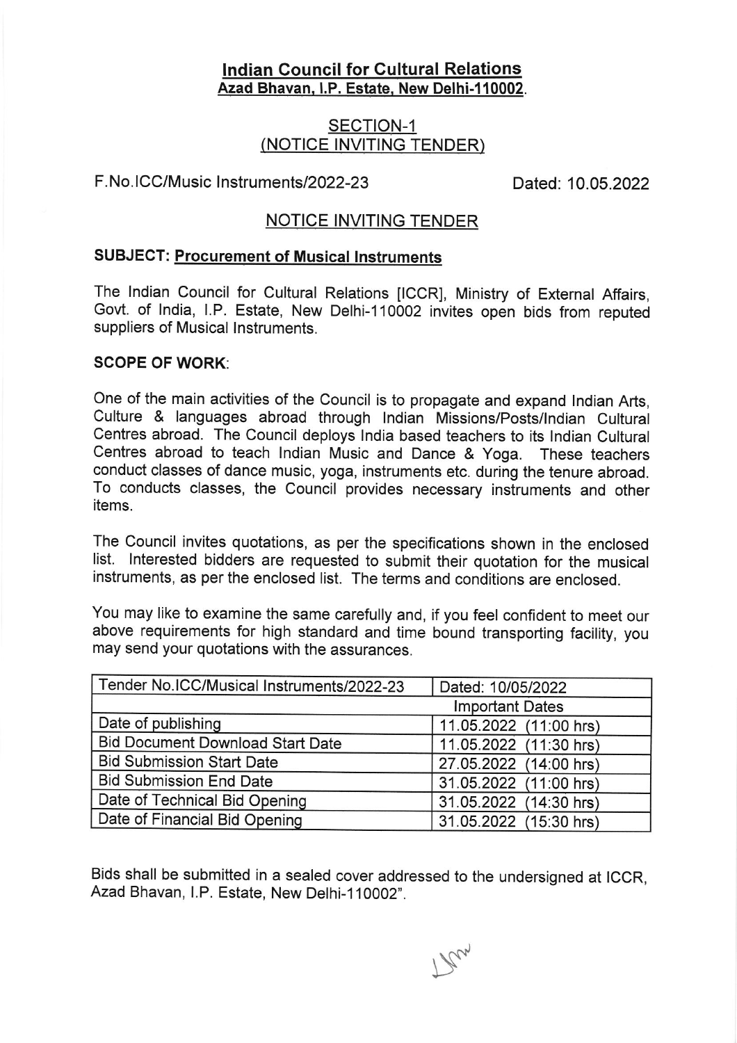# Indian Council for Cultural Relations
**Azad Bhavan, I.P. Estate, New Delhi-110002.**

## SECTION-1
## (NOTICE INVITING TENDER)

F.No.ICC/Music Instruments/2022-23 Dated: 10.05.2022

## NOTICE INVITING TENDER

**SUBJECT: Procurement of Musical Instruments**

The Indian Council for Cultural Relations [ICCR], Ministry of External Affairs, Govt. of India, I.P. Estate, New Delhi-110002 invites open bids from reputed suppliers of Musical Instruments.

**SCOPE OF WORK:**

One of the main activities of the Council is to propagate and expand Indian Arts, Culture & languages abroad through Indian Missions/Posts/Indian Cultural Centres abroad. The Council deploys India based teachers to its Indian Cultural Centres abroad to teach Indian Music and Dance & Yoga. These teachers conduct classes of dance music, yoga, instruments etc. during the tenure abroad. To conducts classes, the Council provides necessary instruments and other items.

The Council invites quotations, as per the specifications shown in the enclosed list. Interested bidders are requested to submit their quotation for the musical instruments, as per the enclosed list. The terms and conditions are enclosed.

You may like to examine the same carefully and, if you feel confident to meet our above requirements for high standard and time bound transporting facility, you may send your quotations with the assurances.

| Tender No.ICC/Musical Instruments/2022-23 | Dated: 10/05/2022 |
|---|---|
| | Important Dates |
| Date of publishing | 11.05.2022 (11:00 hrs) |
| Bid Document Download Start Date | 11.05.2022 (11:30 hrs) |
| Bid Submission Start Date | 27.05.2022 (14:00 hrs) |
| Bid Submission End Date | 31.05.2022 (11:00 hrs) |
| Date of Technical Bid Opening | 31.05.2022 (14:30 hrs) |
| Date of Financial Bid Opening | 31.05.2022 (15:30 hrs) |

Bids shall be submitted in a sealed cover addressed to the undersigned at ICCR, Azad Bhavan, I.P. Estate, New Delhi-110002".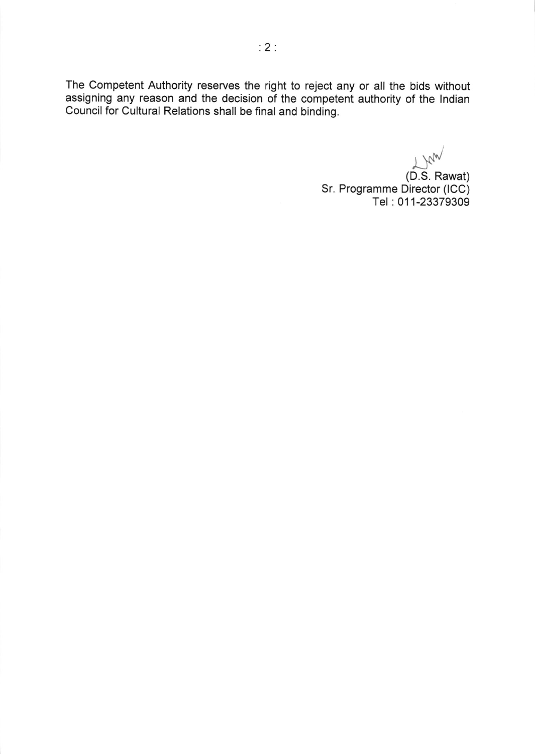The Competent Authority reserves the right to reject any or all the bids without assigning any reason and the decision of the competent authority of the Indian Council for Cultural Relations shall be final and binding.

(D.S. Rawat)
Sr. Programme Director (ICC)
Tel : 011-23379309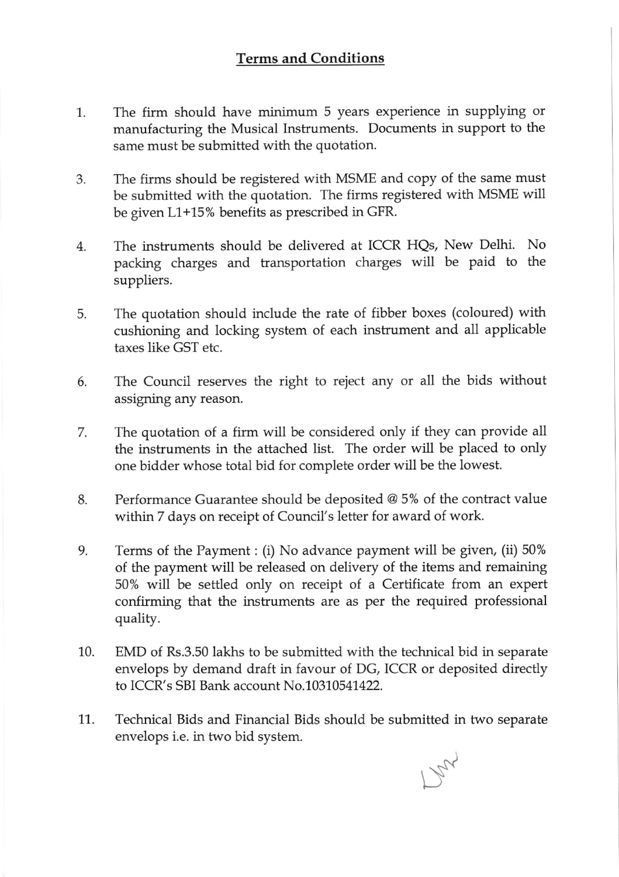## Terms and Conditions

1. The firm should have minimum 5 years experience in supplying or manufacturing the Musical Instruments. Documents in support to the same must be submitted with the quotation.

3. The firms should be registered with MSME and copy of the same must be submitted with the quotation. The firms registered with MSME will be given L1+15% benefits as prescribed in GFR.

4. The instruments should be delivered at ICCR HQs, New Delhi. No packing charges and transportation charges will be paid to the suppliers.

5. The quotation should include the rate of fibber boxes (coloured) with cushioning and locking system of each instrument and all applicable taxes like GST etc.

6. The Council reserves the right to reject any or all the bids without assigning any reason.

7. The quotation of a firm will be considered only if they can provide all the instruments in the attached list. The order will be placed to only one bidder whose total bid for complete order will be the lowest.

8. Performance Guarantee should be deposited @ 5% of the contract value within 7 days on receipt of Council's letter for award of work.

9. Terms of the Payment : (i) No advance payment will be given, (ii) 50% of the payment will be released on delivery of the items and remaining 50% will be settled only on receipt of a Certificate from an expert confirming that the instruments are as per the required professional quality.

10. EMD of Rs.3.50 lakhs to be submitted with the technical bid in separate envelops by demand draft in favour of DG, ICCR or deposited directly to ICCR's SBI Bank account No.10310541422.

11. Technical Bids and Financial Bids should be submitted in two separate envelops i.e. in two bid system.